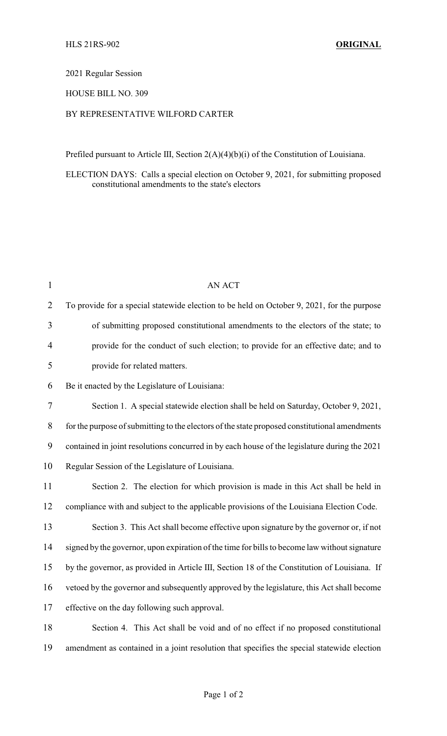HLS 21RS-902 **ORIGINAL**

2021 Regular Session

HOUSE BILL NO. 309

BY REPRESENTATIVE WILFORD CARTER

Prefiled pursuant to Article III, Section 2(A)(4)(b)(i) of the Constitution of Louisiana.

ELECTION DAYS: Calls a special election on October 9, 2021, for submitting proposed constitutional amendments to the state's electors

AN ACT

To provide for a special statewide election to be held on October 9, 2021, for the purpose of submitting proposed constitutional amendments to the electors of the state; to provide for the conduct of such election; to provide for an effective date; and to provide for related matters.

Be it enacted by the Legislature of Louisiana:

Section 1. A special statewide election shall be held on Saturday, October 9, 2021, for the purpose of submitting to the electors of the state proposed constitutional amendments contained in joint resolutions concurred in by each house of the legislature during the 2021 Regular Session of the Legislature of Louisiana.

Section 2. The election for which provision is made in this Act shall be held in compliance with and subject to the applicable provisions of the Louisiana Election Code.

Section 3. This Act shall become effective upon signature by the governor or, if not signed by the governor, upon expiration of the time for bills to become law without signature by the governor, as provided in Article III, Section 18 of the Constitution of Louisiana. If vetoed by the governor and subsequently approved by the legislature, this Act shall become effective on the day following such approval.

Section 4. This Act shall be void and of no effect if no proposed constitutional amendment as contained in a joint resolution that specifies the special statewide election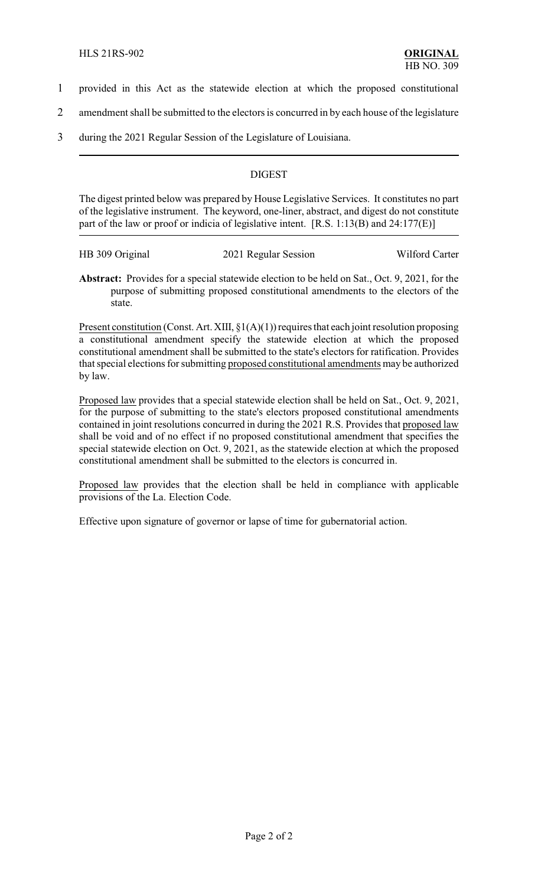provided in this Act as the statewide election at which the proposed constitutional amendment shall be submitted to the electors is concurred in by each house of the legislature during the 2021 Regular Session of the Legislature of Louisiana.

---

## DIGEST

The digest printed below was prepared by House Legislative Services. It constitutes no part of the legislative instrument. The keyword, one-liner, abstract, and digest do not constitute part of the law or proof or indicia of legislative intent. [R.S. 1:13(B) and 24:177(E)]

| HB 309 Original | 2021 Regular Session | Wilford Carter |
|---|---|---|

**Abstract:** Provides for a special statewide election to be held on Sat., Oct. 9, 2021, for the purpose of submitting proposed constitutional amendments to the electors of the state.

Present constitution (Const. Art. XIII, §1(A)(1)) requires that each joint resolution proposing a constitutional amendment specify the statewide election at which the proposed constitutional amendment shall be submitted to the state's electors for ratification. Provides that special elections for submitting proposed constitutional amendments may be authorized by law.

Proposed law provides that a special statewide election shall be held on Sat., Oct. 9, 2021, for the purpose of submitting to the state's electors proposed constitutional amendments contained in joint resolutions concurred in during the 2021 R.S. Provides that proposed law shall be void and of no effect if no proposed constitutional amendment that specifies the special statewide election on Oct. 9, 2021, as the statewide election at which the proposed constitutional amendment shall be submitted to the electors is concurred in.

Proposed law provides that the election shall be held in compliance with applicable provisions of the La. Election Code.

Effective upon signature of governor or lapse of time for gubernatorial action.